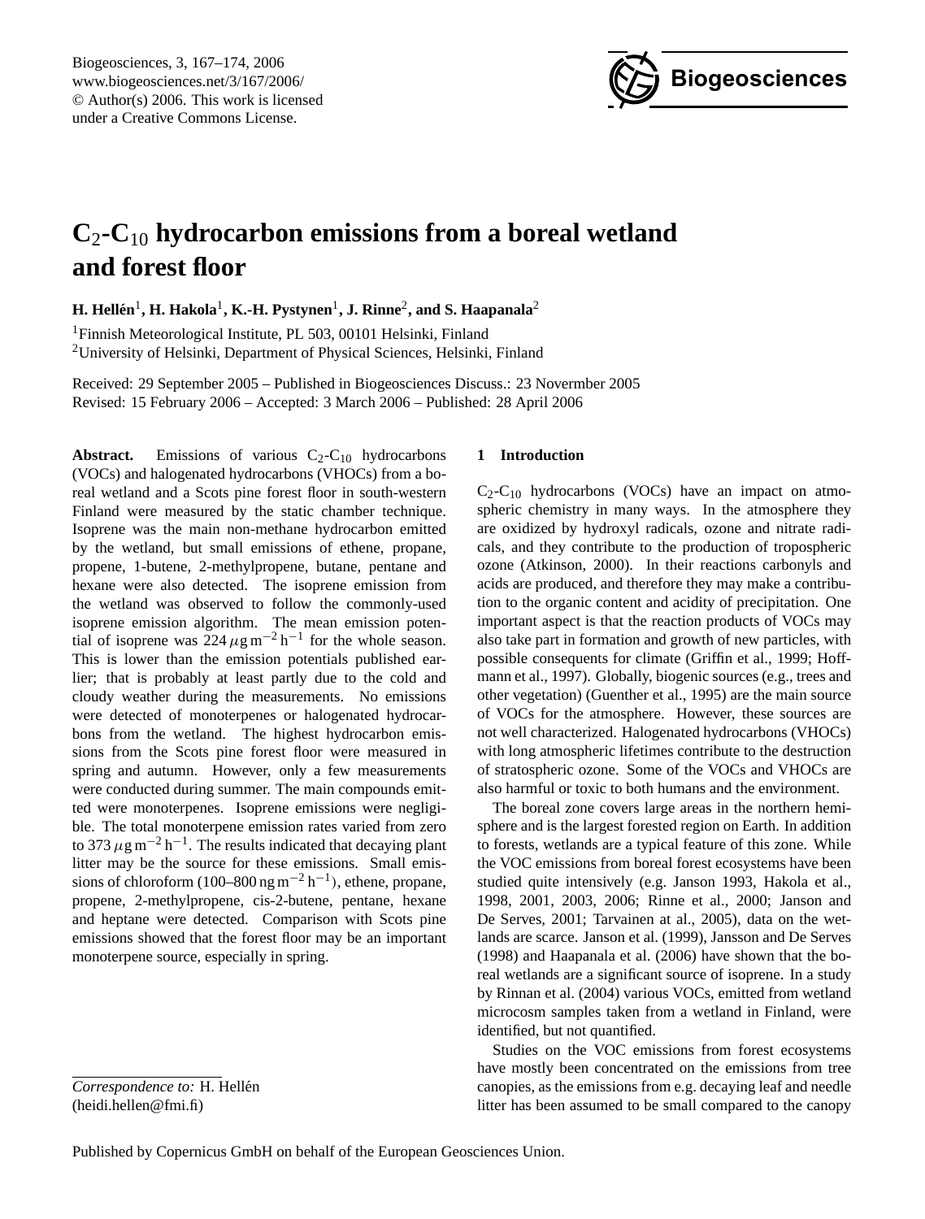# $C_2$-$C_{10}$ hydrocarbon emissions from a boreal wetland and forest floor

**H. Hellén[1], H. Hakola[1], K.-H. Pystynen[1], J. Rinne[2], and S. Haapanala[2]**

[1]Finnish Meteorological Institute, PL 503, 00101 Helsinki, Finland

[2]University of Helsinki, Department of Physical Sciences, Helsinki, Finland

Received: 29 September 2005 – Published in Biogeosciences Discuss.: 23 Novermber 2005
Revised: 15 February 2006 – Accepted: 3 March 2006 – Published: 28 April 2006

**Abstract.** Emissions of various $C_2$-$C_{10}$ hydrocarbons (VOCs) and halogenated hydrocarbons (VHOCs) from a boreal wetland and a Scots pine forest floor in south-western Finland were measured by the static chamber technique. Isoprene was the main non-methane hydrocarbon emitted by the wetland, but small emissions of ethene, propane, propene, 1-butene, 2-methylpropene, butane, pentane and hexane were also detected. The isoprene emission from the wetland was observed to follow the commonly-used isoprene emission algorithm. The mean emission potential of isoprene was 224 $\mu g\,m^{-2}\,h^{-1}$ for the whole season. This is lower than the emission potentials published earlier; that is probably at least partly due to the cold and cloudy weather during the measurements. No emissions were detected of monoterpenes or halogenated hydrocarbons from the wetland. The highest hydrocarbon emissions from the Scots pine forest floor were measured in spring and autumn. However, only a few measurements were conducted during summer. The main compounds emitted were monoterpenes. Isoprene emissions were negligible. The total monoterpene emission rates varied from zero to 373 $\mu g\,m^{-2}\,h^{-1}$. The results indicated that decaying plant litter may be the source for these emissions. Small emissions of chloroform (100–800 $ng\,m^{-2}\,h^{-1}$), ethene, propane, propene, 2-methylpropene, cis-2-butene, pentane, hexane and heptane were detected. Comparison with Scots pine emissions showed that the forest floor may be an important monoterpene source, especially in spring.

## 1 Introduction

$C_2$-$C_{10}$ hydrocarbons (VOCs) have an impact on atmospheric chemistry in many ways. In the atmosphere they are oxidized by hydroxyl radicals, ozone and nitrate radicals, and they contribute to the production of tropospheric ozone (Atkinson, 2000). In their reactions carbonyls and acids are produced, and therefore they may make a contribution to the organic content and acidity of precipitation. One important aspect is that the reaction products of VOCs may also take part in formation and growth of new particles, with possible consequents for climate (Griffin et al., 1999; Hoffmann et al., 1997). Globally, biogenic sources (e.g., trees and other vegetation) (Guenther et al., 1995) are the main source of VOCs for the atmosphere. However, these sources are not well characterized. Halogenated hydrocarbons (VHOCs) with long atmospheric lifetimes contribute to the destruction of stratospheric ozone. Some of the VOCs and VHOCs are also harmful or toxic to both humans and the environment.

The boreal zone covers large areas in the northern hemisphere and is the largest forested region on Earth. In addition to forests, wetlands are a typical feature of this zone. While the VOC emissions from boreal forest ecosystems have been studied quite intensively (e.g. Janson 1993, Hakola et al., 1998, 2001, 2003, 2006; Rinne et al., 2000; Janson and De Serves, 2001; Tarvainen at al., 2005), data on the wetlands are scarce. Janson et al. (1999), Jansson and De Serves (1998) and Haapanala et al. (2006) have shown that the boreal wetlands are a significant source of isoprene. In a study by Rinnan et al. (2004) various VOCs, emitted from wetland microcosm samples taken from a wetland in Finland, were identified, but not quantified.

Studies on the VOC emissions from forest ecosystems have mostly been concentrated on the emissions from tree canopies, as the emissions from e.g. decaying leaf and needle litter has been assumed to be small compared to the canopy

*Correspondence to:* H. Hellén
(heidi.hellen@fmi.fi)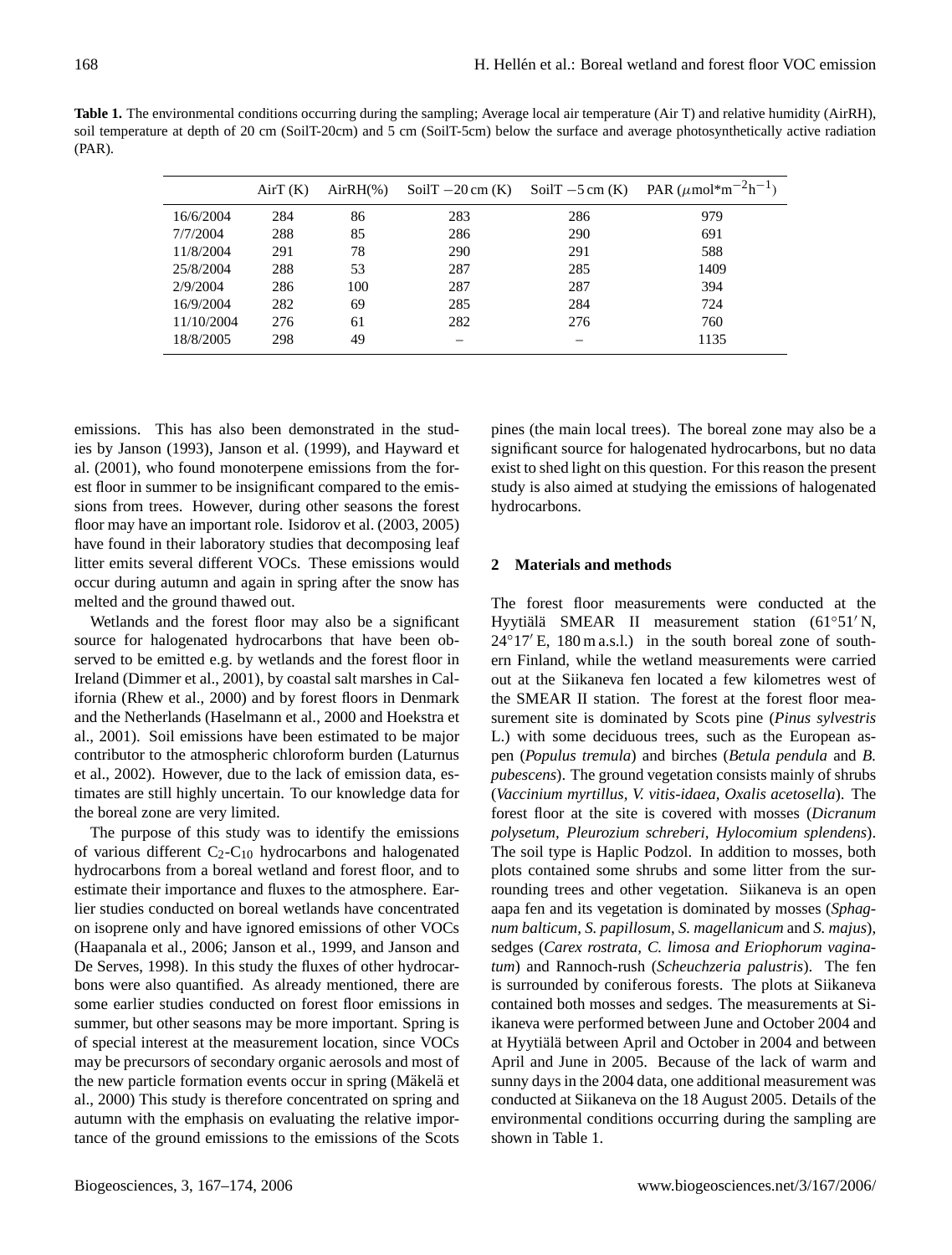**Table 1.** The environmental conditions occurring during the sampling; Average local air temperature (Air T) and relative humidity (AirRH), soil temperature at depth of 20 cm (SoilT-20cm) and 5 cm (SoilT-5cm) below the surface and average photosynthetically active radiation (PAR).

| | AirT (K) | AirRH(%) | SoilT −20 cm (K) | SoilT −5 cm (K) | PAR ($\mu$mol*m$^{-2}$h$^{-1}$) |
|---|---|---|---|---|---|
| 16/6/2004 | 284 | 86 | 283 | 286 | 979 |
| 7/7/2004 | 288 | 85 | 286 | 290 | 691 |
| 11/8/2004 | 291 | 78 | 290 | 291 | 588 |
| 25/8/2004 | 288 | 53 | 287 | 285 | 1409 |
| 2/9/2004 | 286 | 100 | 287 | 287 | 394 |
| 16/9/2004 | 282 | 69 | 285 | 284 | 724 |
| 11/10/2004 | 276 | 61 | 282 | 276 | 760 |
| 18/8/2005 | 298 | 49 | – | – | 1135 |

emissions. This has also been demonstrated in the studies by Janson (1993), Janson et al. (1999), and Hayward et al. (2001), who found monoterpene emissions from the forest floor in summer to be insignificant compared to the emissions from trees. However, during other seasons the forest floor may have an important role. Isidorov et al. (2003, 2005) have found in their laboratory studies that decomposing leaf litter emits several different VOCs. These emissions would occur during autumn and again in spring after the snow has melted and the ground thawed out.

Wetlands and the forest floor may also be a significant source for halogenated hydrocarbons that have been observed to be emitted e.g. by wetlands and the forest floor in Ireland (Dimmer et al., 2001), by coastal salt marshes in California (Rhew et al., 2000) and by forest floors in Denmark and the Netherlands (Haselmann et al., 2000 and Hoekstra et al., 2001). Soil emissions have been estimated to be major contributor to the atmospheric chloroform burden (Laturnus et al., 2002). However, due to the lack of emission data, estimates are still highly uncertain. To our knowledge data for the boreal zone are very limited.

The purpose of this study was to identify the emissions of various different $C_2$-$C_{10}$ hydrocarbons and halogenated hydrocarbons from a boreal wetland and forest floor, and to estimate their importance and fluxes to the atmosphere. Earlier studies conducted on boreal wetlands have concentrated on isoprene only and have ignored emissions of other VOCs (Haapanala et al., 2006; Janson et al., 1999, and Janson and De Serves, 1998). In this study the fluxes of other hydrocarbons were also quantified. As already mentioned, there are some earlier studies conducted on forest floor emissions in summer, but other seasons may be more important. Spring is of special interest at the measurement location, since VOCs may be precursors of secondary organic aerosols and most of the new particle formation events occur in spring (Mäkelä et al., 2000) This study is therefore concentrated on spring and autumn with the emphasis on evaluating the relative importance of the ground emissions to the emissions of the Scots pines (the main local trees). The boreal zone may also be a significant source for halogenated hydrocarbons, but no data exist to shed light on this question. For this reason the present study is also aimed at studying the emissions of halogenated hydrocarbons.

## 2 Materials and methods

The forest floor measurements were conducted at the Hyytiälä SMEAR II measurement station (61°51′ N, 24°17′ E, 180 m a.s.l.) in the south boreal zone of southern Finland, while the wetland measurements were carried out at the Siikaneva fen located a few kilometres west of the SMEAR II station. The forest at the forest floor measurement site is dominated by Scots pine (*Pinus sylvestris* L.) with some deciduous trees, such as the European aspen (*Populus tremula*) and birches (*Betula pendula* and *B. pubescens*). The ground vegetation consists mainly of shrubs (*Vaccinium myrtillus, V. vitis-idaea, Oxalis acetosella*). The forest floor at the site is covered with mosses (*Dicranum polysetum, Pleurozium schreberi, Hylocomium splendens*). The soil type is Haplic Podzol. In addition to mosses, both plots contained some shrubs and some litter from the surrounding trees and other vegetation. Siikaneva is an open aapa fen and its vegetation is dominated by mosses (*Sphagnum balticum, S. papillosum, S. magellanicum* and *S. majus*), sedges (*Carex rostrata, C. limosa and Eriophorum vaginatum*) and Rannoch-rush (*Scheuchzeria palustris*). The fen is surrounded by coniferous forests. The plots at Siikaneva contained both mosses and sedges. The measurements at Siikaneva were performed between June and October 2004 and at Hyytiälä between April and October in 2004 and between April and June in 2005. Because of the lack of warm and sunny days in the 2004 data, one additional measurement was conducted at Siikaneva on the 18 August 2005. Details of the environmental conditions occurring during the sampling are shown in Table 1.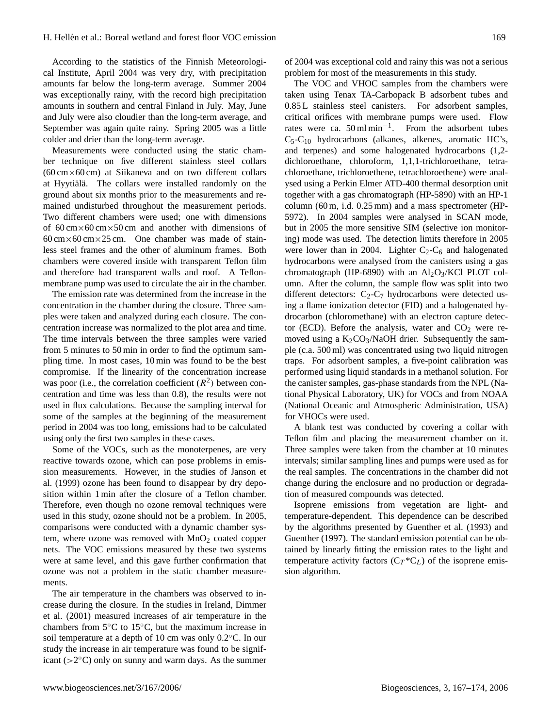According to the statistics of the Finnish Meteorological Institute, April 2004 was very dry, with precipitation amounts far below the long-term average. Summer 2004 was exceptionally rainy, with the record high precipitation amounts in southern and central Finland in July. May, June and July were also cloudier than the long-term average, and September was again quite rainy. Spring 2005 was a little colder and drier than the long-term average.

Measurements were conducted using the static chamber technique on five different stainless steel collars (60 cm×60 cm) at Siikaneva and on two different collars at Hyytiälä. The collars were installed randomly on the ground about six months prior to the measurements and remained undisturbed throughout the measurement periods. Two different chambers were used; one with dimensions of 60 cm×60 cm×50 cm and another with dimensions of 60 cm×60 cm×25 cm. One chamber was made of stainless steel frames and the other of aluminum frames. Both chambers were covered inside with transparent Teflon film and therefore had transparent walls and roof. A Teflon-membrane pump was used to circulate the air in the chamber.

The emission rate was determined from the increase in the concentration in the chamber during the closure. Three samples were taken and analyzed during each closure. The concentration increase was normalized to the plot area and time. The time intervals between the three samples were varied from 5 minutes to 50 min in order to find the optimum sampling time. In most cases, 10 min was found to be the best compromise. If the linearity of the concentration increase was poor (i.e., the correlation coefficient ($R^2$) between concentration and time was less than 0.8), the results were not used in flux calculations. Because the sampling interval for some of the samples at the beginning of the measurement period in 2004 was too long, emissions had to be calculated using only the first two samples in these cases.

Some of the VOCs, such as the monoterpenes, are very reactive towards ozone, which can pose problems in emission measurements. However, in the studies of Janson et al. (1999) ozone has been found to disappear by dry deposition within 1 min after the closure of a Teflon chamber. Therefore, even though no ozone removal techniques were used in this study, ozone should not be a problem. In 2005, comparisons were conducted with a dynamic chamber system, where ozone was removed with $MnO_2$ coated copper nets. The VOC emissions measured by these two systems were at same level, and this gave further confirmation that ozone was not a problem in the static chamber measurements.

The air temperature in the chambers was observed to increase during the closure. In the studies in Ireland, Dimmer et al. (2001) measured increases of air temperature in the chambers from 5°C to 15°C, but the maximum increase in soil temperature at a depth of 10 cm was only 0.2°C. In our study the increase in air temperature was found to be significant (>2°C) only on sunny and warm days. As the summer of 2004 was exceptional cold and rainy this was not a serious problem for most of the measurements in this study.

The VOC and VHOC samples from the chambers were taken using Tenax TA-Carbopack B adsorbent tubes and 0.85 L stainless steel canisters. For adsorbent samples, critical orifices with membrane pumps were used. Flow rates were ca. 50 ml min$^{-1}$. From the adsorbent tubes $C_5$-$C_{10}$ hydrocarbons (alkanes, alkenes, aromatic HC's, and terpenes) and some halogenated hydrocarbons (1,2-dichloroethane, chloroform, 1,1,1-trichloroethane, tetrachloroethane, trichloroethene, tetrachloroethene) were analysed using a Perkin Elmer ATD-400 thermal desorption unit together with a gas chromatograph (HP-5890) with an HP-1 column (60 m, i.d. 0.25 mm) and a mass spectrometer (HP-5972). In 2004 samples were analysed in SCAN mode, but in 2005 the more sensitive SIM (selective ion monitoring) mode was used. The detection limits therefore in 2005 were lower than in 2004. Lighter $C_2$-$C_6$ and halogenated hydrocarbons were analysed from the canisters using a gas chromatograph (HP-6890) with an $Al_2O_3$/KCl PLOT column. After the column, the sample flow was split into two different detectors: $C_2$-$C_7$ hydrocarbons were detected using a flame ionization detector (FID) and a halogenated hydrocarbon (chloromethane) with an electron capture detector (ECD). Before the analysis, water and $CO_2$ were removed using a $K_2CO_3$/NaOH drier. Subsequently the sample (c.a. 500 ml) was concentrated using two liquid nitrogen traps. For adsorbent samples, a five-point calibration was performed using liquid standards in a methanol solution. For the canister samples, gas-phase standards from the NPL (National Physical Laboratory, UK) for VOCs and from NOAA (National Oceanic and Atmospheric Administration, USA) for VHOCs were used.

A blank test was conducted by covering a collar with Teflon film and placing the measurement chamber on it. Three samples were taken from the chamber at 10 minutes intervals; similar sampling lines and pumps were used as for the real samples. The concentrations in the chamber did not change during the enclosure and no production or degradation of measured compounds was detected.

Isoprene emissions from vegetation are light- and temperature-dependent. This dependence can be described by the algorithms presented by Guenther et al. (1993) and Guenther (1997). The standard emission potential can be obtained by linearly fitting the emission rates to the light and temperature activity factors ($C_T$*$C_L$) of the isoprene emission algorithm.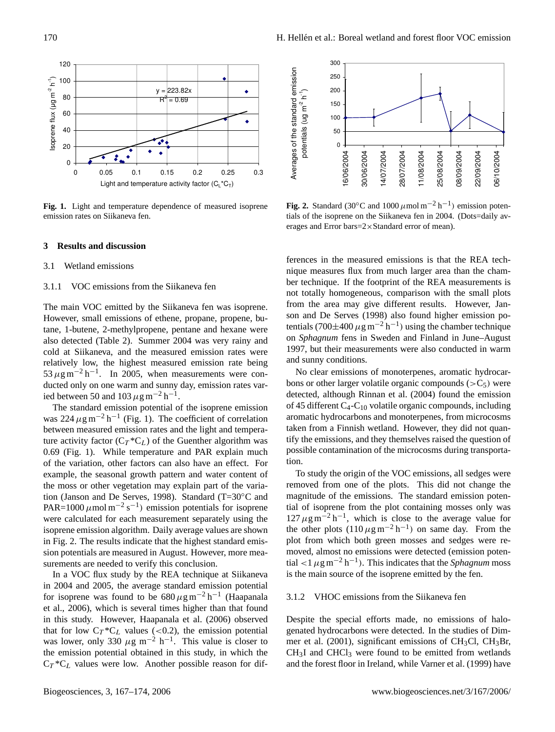**Fig. 1.** Light and temperature dependence of measured isoprene emission rates on Siikaneva fen.

**Fig. 2.** Standard (30°C and 1000 $\mu$mol m$^{-2}$ h$^{-1}$) emission potentials of the isoprene on the Siikaneva fen in 2004. (Dots=daily averages and Error bars=2×Standard error of mean).

## 3 Results and discussion

### 3.1 Wetland emissions

#### 3.1.1 VOC emissions from the Siikaneva fen

The main VOC emitted by the Siikaneva fen was isoprene. However, small emissions of ethene, propane, propene, butane, 1-butene, 2-methylpropene, pentane and hexane were also detected (Table 2). Summer 2004 was very rainy and cold at Siikaneva, and the measured emission rates were relatively low, the highest measured emission rate being 53 $\mu$g m$^{-2}$ h$^{-1}$. In 2005, when measurements were conducted only on one warm and sunny day, emission rates varied between 50 and 103 $\mu$g m$^{-2}$ h$^{-1}$.

The standard emission potential of the isoprene emission was 224 $\mu$g m$^{-2}$ h$^{-1}$ (Fig. 1). The coefficient of correlation between measured emission rates and the light and temperature activity factor ($C_T$*$C_L$) of the Guenther algorithm was 0.69 (Fig. 1). While temperature and PAR explain much of the variation, other factors can also have an effect. For example, the seasonal growth pattern and water content of the moss or other vegetation may explain part of the variation (Janson and De Serves, 1998). Standard (T=30°C and PAR=1000 $\mu$mol m$^{-2}$ s$^{-1}$) emission potentials for isoprene were calculated for each measurement separately using the isoprene emission algorithm. Daily average values are shown in Fig. 2. The results indicate that the highest standard emission potentials are measured in August. However, more measurements are needed to verify this conclusion.

In a VOC flux study by the REA technique at Siikaneva in 2004 and 2005, the average standard emission potential for isoprene was found to be 680 $\mu$g m$^{-2}$ h$^{-1}$ (Haapanala et al., 2006), which is several times higher than that found in this study. However, Haapanala et al. (2006) observed that for low $C_T$*$C_L$ values (<0.2), the emission potential was lower, only 330 $\mu$g m$^{-2}$ h$^{-1}$. This value is closer to the emission potential obtained in this study, in which the $C_T$*$C_L$ values were low. Another possible reason for differences in the measured emissions is that the REA technique measures flux from much larger area than the chamber technique. If the footprint of the REA measurements is not totally homogeneous, comparison with the small plots from the area may give different results. However, Janson and De Serves (1998) also found higher emission potentials (700±400 $\mu$g m$^{-2}$ h$^{-1}$) using the chamber technique on *Sphagnum* fens in Sweden and Finland in June–August 1997, but their measurements were also conducted in warm and sunny conditions.

No clear emissions of monoterpenes, aromatic hydrocarbons or other larger volatile organic compounds (>$C_5$) were detected, although Rinnan et al. (2004) found the emission of 45 different $C_4$-$C_{10}$ volatile organic compounds, including aromatic hydrocarbons and monoterpenes, from microcosms taken from a Finnish wetland. However, they did not quantify the emissions, and they themselves raised the question of possible contamination of the microcosms during transportation.

To study the origin of the VOC emissions, all sedges were removed from one of the plots. This did not change the magnitude of the emissions. The standard emission potential of isoprene from the plot containing mosses only was 127 $\mu$g m$^{-2}$ h$^{-1}$, which is close to the average value for the other plots (110 $\mu$g m$^{-2}$ h$^{-1}$) on same day. From the plot from which both green mosses and sedges were removed, almost no emissions were detected (emission potential <1 $\mu$g m$^{-2}$ h$^{-1}$). This indicates that the *Sphagnum* moss is the main source of the isoprene emitted by the fen.

#### 3.1.2 VHOC emissions from the Siikaneva fen

Despite the special efforts made, no emissions of halogenated hydrocarbons were detected. In the studies of Dimmer et al. (2001), significant emissions of $CH_3Cl$, $CH_3Br$, $CH_3I$ and $CHCl_3$ were found to be emitted from wetlands and the forest floor in Ireland, while Varner et al. (1999) have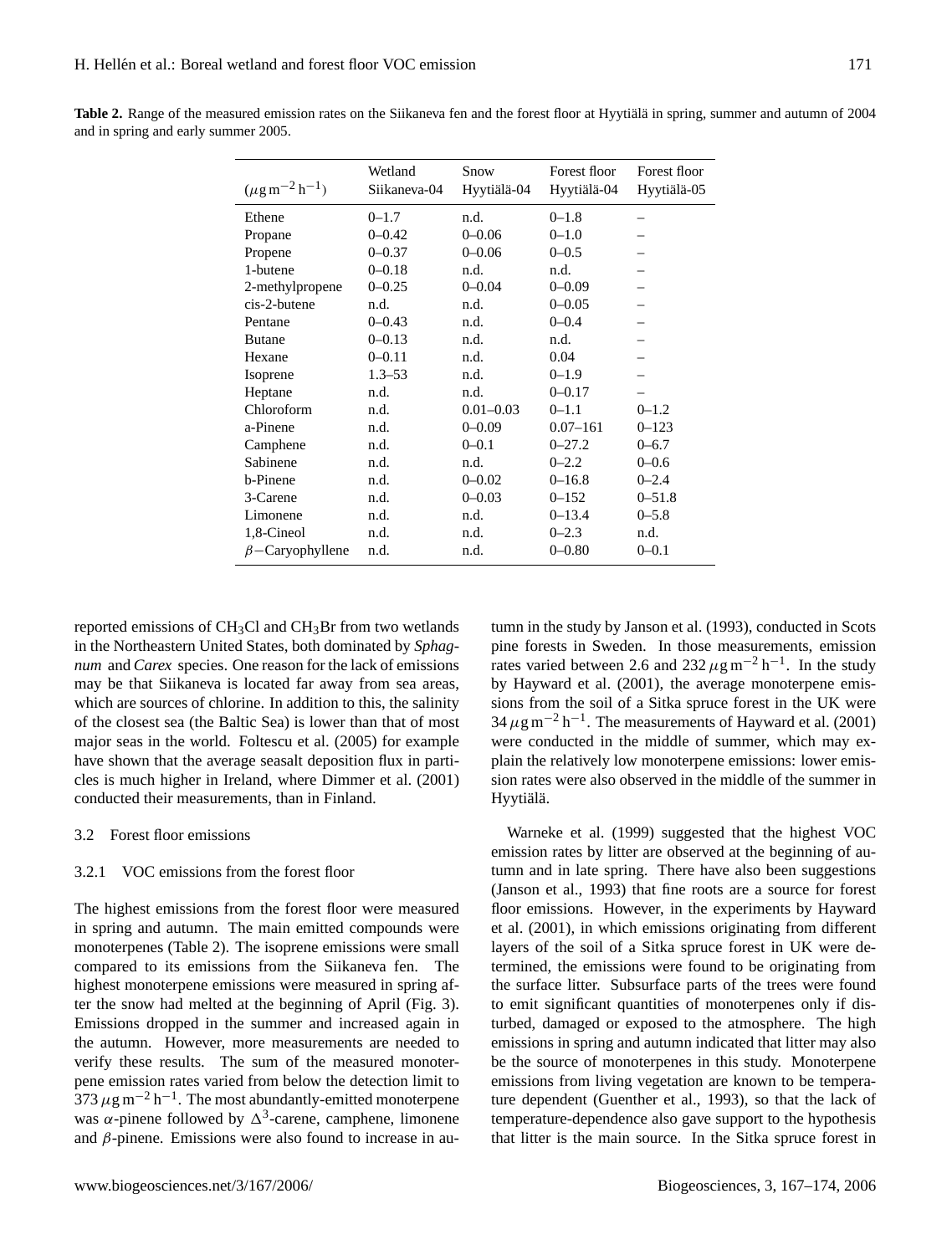**Table 2.** Range of the measured emission rates on the Siikaneva fen and the forest floor at Hyytiälä in spring, summer and autumn of 2004 and in spring and early summer 2005.

| ($\mu g\,m^{-2}\,h^{-1}$) | Wetland Siikaneva-04 | Snow Hyytiälä-04 | Forest floor Hyytiälä-04 | Forest floor Hyytiälä-05 |
|---|---|---|---|---|
| Ethene | 0–1.7 | n.d. | 0–1.8 | – |
| Propane | 0–0.42 | 0–0.06 | 0–1.0 | – |
| Propene | 0–0.37 | 0–0.06 | 0–0.5 | – |
| 1-butene | 0–0.18 | n.d. | n.d. | – |
| 2-methylpropene | 0–0.25 | 0–0.04 | 0–0.09 | – |
| cis-2-butene | n.d. | n.d. | 0–0.05 | – |
| Pentane | 0–0.43 | n.d. | 0–0.4 | – |
| Butane | 0–0.13 | n.d. | n.d. | – |
| Hexane | 0–0.11 | n.d. | 0.04 | – |
| Isoprene | 1.3–53 | n.d. | 0–1.9 | – |
| Heptane | n.d. | n.d. | 0–0.17 | – |
| Chloroform | n.d. | 0.01–0.03 | 0–1.1 | 0–1.2 |
| a-Pinene | n.d. | 0–0.09 | 0.07–161 | 0–123 |
| Camphene | n.d. | 0–0.1 | 0–27.2 | 0–6.7 |
| Sabinene | n.d. | n.d. | 0–2.2 | 0–0.6 |
| b-Pinene | n.d. | 0–0.02 | 0–16.8 | 0–2.4 |
| 3-Carene | n.d. | 0–0.03 | 0–152 | 0–51.8 |
| Limonene | n.d. | n.d. | 0–13.4 | 0–5.8 |
| 1,8-Cineol | n.d. | n.d. | 0–2.3 | n.d. |
| $\beta$−Caryophyllene | n.d. | n.d. | 0–0.80 | 0–0.1 |

reported emissions of $CH_3Cl$ and $CH_3Br$ from two wetlands in the Northeastern United States, both dominated by *Sphagnum* and *Carex* species. One reason for the lack of emissions may be that Siikaneva is located far away from sea areas, which are sources of chlorine. In addition to this, the salinity of the closest sea (the Baltic Sea) is lower than that of most major seas in the world. Foltescu et al. (2005) for example have shown that the average seasalt deposition flux in particles is much higher in Ireland, where Dimmer et al. (2001) conducted their measurements, than in Finland.

### 3.2 Forest floor emissions

#### 3.2.1 VOC emissions from the forest floor

The highest emissions from the forest floor were measured in spring and autumn. The main emitted compounds were monoterpenes (Table 2). The isoprene emissions were small compared to its emissions from the Siikaneva fen. The highest monoterpene emissions were measured in spring after the snow had melted at the beginning of April (Fig. 3). Emissions dropped in the summer and increased again in the autumn. However, more measurements are needed to verify these results. The sum of the measured monoterpene emission rates varied from below the detection limit to $373\,\mu g\,m^{-2}\,h^{-1}$. The most abundantly-emitted monoterpene was $\alpha$-pinene followed by $\Delta^3$-carene, camphene, limonene and $\beta$-pinene. Emissions were also found to increase in autumn in the study by Janson et al. (1993), conducted in Scots pine forests in Sweden. In those measurements, emission rates varied between 2.6 and $232\,\mu g\,m^{-2}\,h^{-1}$. In the study by Hayward et al. (2001), the average monoterpene emissions from the soil of a Sitka spruce forest in the UK were $34\,\mu g\,m^{-2}\,h^{-1}$. The measurements of Hayward et al. (2001) were conducted in the middle of summer, which may explain the relatively low monoterpene emissions: lower emission rates were also observed in the middle of the summer in Hyytiälä.

Warneke et al. (1999) suggested that the highest VOC emission rates by litter are observed at the beginning of autumn and in late spring. There have also been suggestions (Janson et al., 1993) that fine roots are a source for forest floor emissions. However, in the experiments by Hayward et al. (2001), in which emissions originating from different layers of the soil of a Sitka spruce forest in UK were determined, the emissions were found to be originating from the surface litter. Subsurface parts of the trees were found to emit significant quantities of monoterpenes only if disturbed, damaged or exposed to the atmosphere. The high emissions in spring and autumn indicated that litter may also be the source of monoterpenes in this study. Monoterpene emissions from living vegetation are known to be temperature dependent (Guenther et al., 1993), so that the lack of temperature-dependence also gave support to the hypothesis that litter is the main source. In the Sitka spruce forest in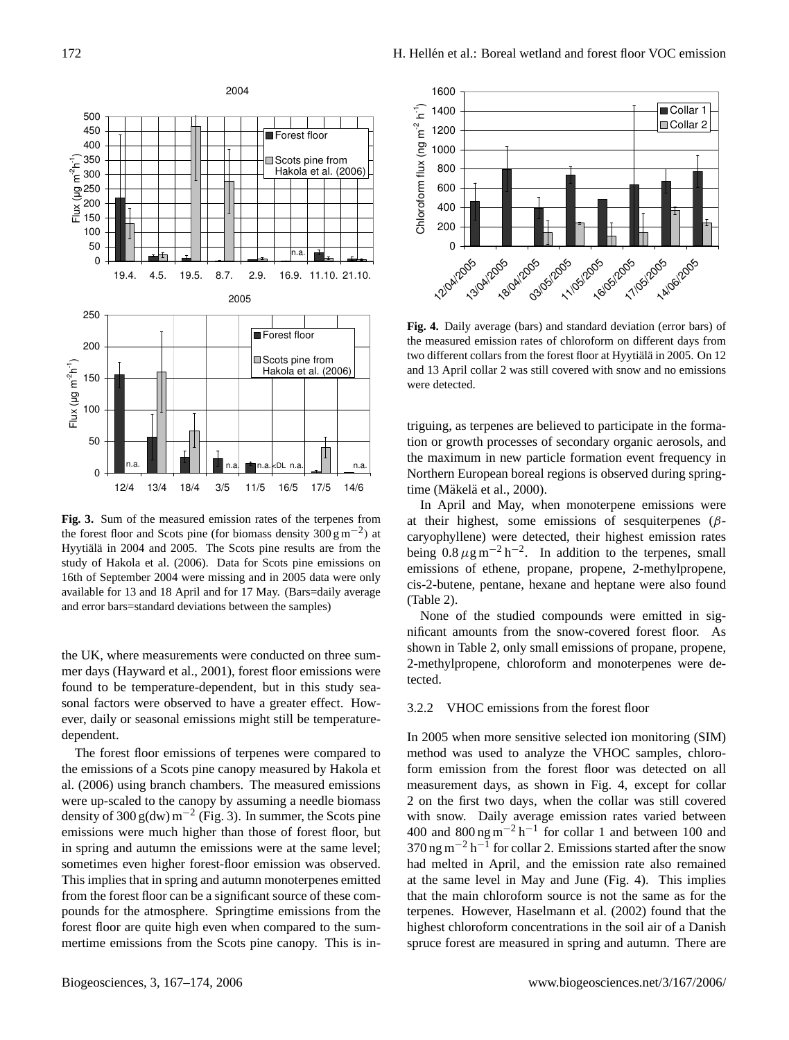**Fig. 3.** Sum of the measured emission rates of the terpenes from the forest floor and Scots pine (for biomass density $300\,\mathrm{g\,m^{-2}}$) at Hyytiälä in 2004 and 2005. The Scots pine results are from the study of Hakola et al. (2006). Data for Scots pine emissions on 16th of September 2004 were missing and in 2005 data were only available for 13 and 18 April and for 17 May. (Bars=daily average and error bars=standard deviations between the samples)

the UK, where measurements were conducted on three summer days (Hayward et al., 2001), forest floor emissions were found to be temperature-dependent, but in this study seasonal factors were observed to have a greater effect. However, daily or seasonal emissions might still be temperature-dependent.

The forest floor emissions of terpenes were compared to the emissions of a Scots pine canopy measured by Hakola et al. (2006) using branch chambers. The measured emissions were up-scaled to the canopy by assuming a needle biomass density of $300\,\mathrm{g(dw)\,m^{-2}}$ (Fig. 3). In summer, the Scots pine emissions were much higher than those of forest floor, but in spring and autumn the emissions were at the same level; sometimes even higher forest-floor emission was observed. This implies that in spring and autumn monoterpenes emitted from the forest floor can be a significant source of these compounds for the atmosphere. Springtime emissions from the forest floor are quite high even when compared to the summertime emissions from the Scots pine canopy. This is intriguing, as terpenes are believed to participate in the formation or growth processes of secondary organic aerosols, and the maximum in new particle formation event frequency in Northern European boreal regions is observed during springtime (Mäkelä et al., 2000).

**Fig. 4.** Daily average (bars) and standard deviation (error bars) of the measured emission rates of chloroform on different days from two different collars from the forest floor at Hyytiälä in 2005. On 12 and 13 April collar 2 was still covered with snow and no emissions were detected.

In April and May, when monoterpene emissions were at their highest, some emissions of sesquiterpenes ($\beta$-caryophyllene) were detected, their highest emission rates being $0.8\,\mu\mathrm{g\,m^{-2}\,h^{-2}}$. In addition to the terpenes, small emissions of ethene, propane, propene, 2-methylpropene, cis-2-butene, pentane, hexane and heptane were also found (Table 2).

None of the studied compounds were emitted in significant amounts from the snow-covered forest floor. As shown in Table 2, only small emissions of propane, propene, 2-methylpropene, chloroform and monoterpenes were detected.

### 3.2.2 VHOC emissions from the forest floor

In 2005 when more sensitive selected ion monitoring (SIM) method was used to analyze the VHOC samples, chloroform emission from the forest floor was detected on all measurement days, as shown in Fig. 4, except for collar 2 on the first two days, when the collar was still covered with snow. Daily average emission rates varied between 400 and $800\,\mathrm{ng\,m^{-2}\,h^{-1}}$ for collar 1 and between 100 and $370\,\mathrm{ng\,m^{-2}\,h^{-1}}$ for collar 2. Emissions started after the snow had melted in April, and the emission rate also remained at the same level in May and June (Fig. 4). This implies that the main chloroform source is not the same as for the terpenes. However, Haselmann et al. (2002) found that the highest chloroform concentrations in the soil air of a Danish spruce forest are measured in spring and autumn. There are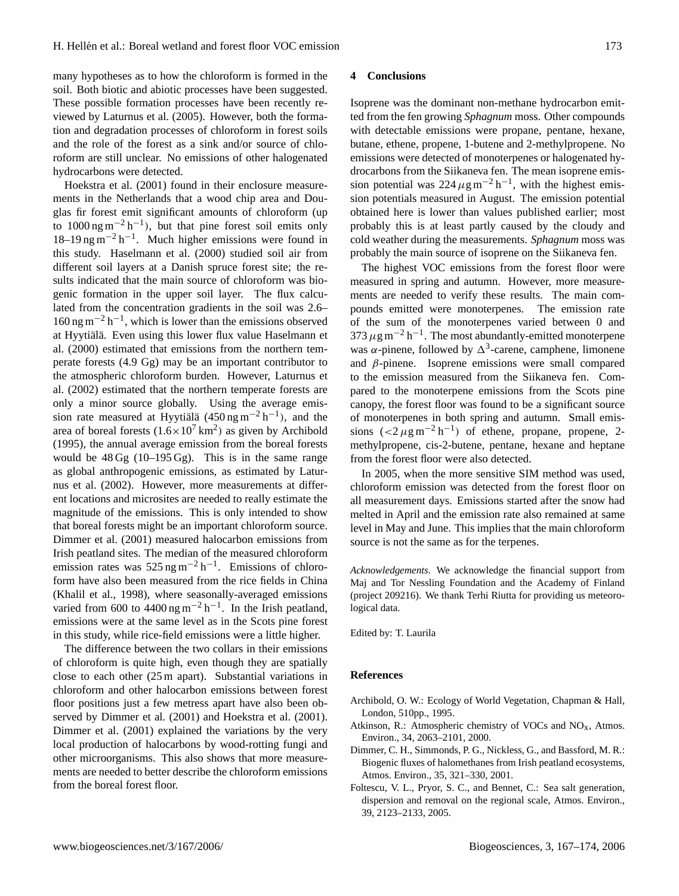many hypotheses as to how the chloroform is formed in the soil. Both biotic and abiotic processes have been suggested. These possible formation processes have been recently reviewed by Laturnus et al. (2005). However, both the formation and degradation processes of chloroform in forest soils and the role of the forest as a sink and/or source of chloroform are still unclear. No emissions of other halogenated hydrocarbons were detected.

Hoekstra et al. (2001) found in their enclosure measurements in the Netherlands that a wood chip area and Douglas fir forest emit significant amounts of chloroform (up to 1000 ng $m^{-2} h^{-1}$), but that pine forest soil emits only 18–19 ng $m^{-2} h^{-1}$. Much higher emissions were found in this study. Haselmann et al. (2000) studied soil air from different soil layers at a Danish spruce forest site; the results indicated that the main source of chloroform was biogenic formation in the upper soil layer. The flux calculated from the concentration gradients in the soil was 2.6–160 ng $m^{-2} h^{-1}$, which is lower than the emissions observed at Hyytiälä. Even using this lower flux value Haselmann et al. (2000) estimated that emissions from the northern temperate forests (4.9 Gg) may be an important contributor to the atmospheric chloroform burden. However, Laturnus et al. (2002) estimated that the northern temperate forests are only a minor source globally. Using the average emission rate measured at Hyytiälä (450 ng $m^{-2} h^{-1}$), and the area of boreal forests ($1.6\times10^7$ $km^2$) as given by Archibold (1995), the annual average emission from the boreal forests would be 48 Gg (10–195 Gg). This is in the same range as global anthropogenic emissions, as estimated by Laturnus et al. (2002). However, more measurements at different locations and microsites are needed to really estimate the magnitude of the emissions. This is only intended to show that boreal forests might be an important chloroform source. Dimmer et al. (2001) measured halocarbon emissions from Irish peatland sites. The median of the measured chloroform emission rates was 525 ng $m^{-2} h^{-1}$. Emissions of chloroform have also been measured from the rice fields in China (Khalil et al., 1998), where seasonally-averaged emissions varied from 600 to 4400 ng $m^{-2} h^{-1}$. In the Irish peatland, emissions were at the same level as in the Scots pine forest in this study, while rice-field emissions were a little higher.

The difference between the two collars in their emissions of chloroform is quite high, even though they are spatially close to each other (25 m apart). Substantial variations in chloroform and other halocarbon emissions between forest floor positions just a few metress apart have also been observed by Dimmer et al. (2001) and Hoekstra et al. (2001). Dimmer et al. (2001) explained the variations by the very local production of halocarbons by wood-rotting fungi and other microorganisms. This also shows that more measurements are needed to better describe the chloroform emissions from the boreal forest floor.

## 4 Conclusions

Isoprene was the dominant non-methane hydrocarbon emitted from the fen growing *Sphagnum* moss. Other compounds with detectable emissions were propane, pentane, hexane, butane, ethene, propene, 1-butene and 2-methylpropene. No emissions were detected of monoterpenes or halogenated hydrocarbons from the Siikaneva fen. The mean isoprene emission potential was 224 $\mu$g $m^{-2} h^{-1}$, with the highest emission potentials measured in August. The emission potential obtained here is lower than values published earlier; most probably this is at least partly caused by the cloudy and cold weather during the measurements. *Sphagnum* moss was probably the main source of isoprene on the Siikaneva fen.

The highest VOC emissions from the forest floor were measured in spring and autumn. However, more measurements are needed to verify these results. The main compounds emitted were monoterpenes. The emission rate of the sum of the monoterpenes varied between 0 and 373 $\mu$g $m^{-2} h^{-1}$. The most abundantly-emitted monoterpene was $\alpha$-pinene, followed by $\Delta^3$-carene, camphene, limonene and $\beta$-pinene. Isoprene emissions were small compared to the emission measured from the Siikaneva fen. Compared to the monoterpene emissions from the Scots pine canopy, the forest floor was found to be a significant source of monoterpenes in both spring and autumn. Small emissions ($<2$ $\mu$g $m^{-2} h^{-1}$) of ethene, propane, propene, 2-methylpropene, cis-2-butene, pentane, hexane and heptane from the forest floor were also detected.

In 2005, when the more sensitive SIM method was used, chloroform emission was detected from the forest floor on all measurement days. Emissions started after the snow had melted in April and the emission rate also remained at same level in May and June. This implies that the main chloroform source is not the same as for the terpenes.

*Acknowledgements.* We acknowledge the financial support from Maj and Tor Nessling Foundation and the Academy of Finland (project 209216). We thank Terhi Riutta for providing us meteorological data.

Edited by: T. Laurila

## References

Archibold, O. W.: Ecology of World Vegetation, Chapman & Hall, London, 510pp., 1995.

Atkinson, R.: Atmospheric chemistry of VOCs and $NO_x$, Atmos. Environ., 34, 2063–2101, 2000.

Dimmer, C. H., Simmonds, P. G., Nickless, G., and Bassford, M. R.: Biogenic fluxes of halomethanes from Irish peatland ecosystems, Atmos. Environ., 35, 321–330, 2001.

Foltescu, V. L., Pryor, S. C., and Bennet, C.: Sea salt generation, dispersion and removal on the regional scale, Atmos. Environ., 39, 2123–2133, 2005.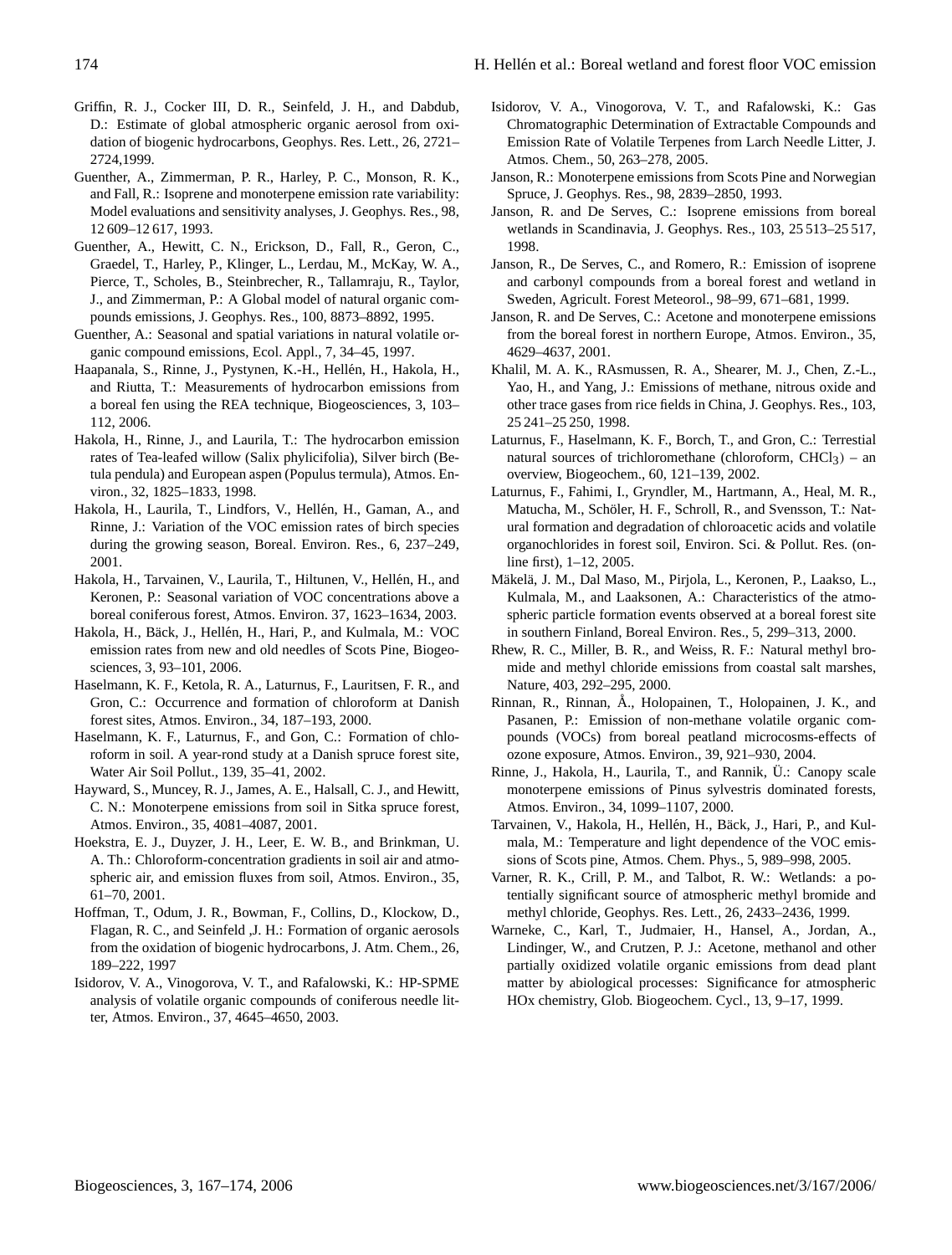Griffin, R. J., Cocker III, D. R., Seinfeld, J. H., and Dabdub, D.: Estimate of global atmospheric organic aerosol from oxidation of biogenic hydrocarbons, Geophys. Res. Lett., 26, 2721–2724,1999.

Guenther, A., Zimmerman, P. R., Harley, P. C., Monson, R. K., and Fall, R.: Isoprene and monoterpene emission rate variability: Model evaluations and sensitivity analyses, J. Geophys. Res., 98, 12 609–12 617, 1993.

Guenther, A., Hewitt, C. N., Erickson, D., Fall, R., Geron, C., Graedel, T., Harley, P., Klinger, L., Lerdau, M., McKay, W. A., Pierce, T., Scholes, B., Steinbrecher, R., Tallamraju, R., Taylor, J., and Zimmerman, P.: A Global model of natural organic compounds emissions, J. Geophys. Res., 100, 8873–8892, 1995.

Guenther, A.: Seasonal and spatial variations in natural volatile organic compound emissions, Ecol. Appl., 7, 34–45, 1997.

Haapanala, S., Rinne, J., Pystynen, K.-H., Hellén, H., Hakola, H., and Riutta, T.: Measurements of hydrocarbon emissions from a boreal fen using the REA technique, Biogeosciences, 3, 103–112, 2006.

Hakola, H., Rinne, J., and Laurila, T.: The hydrocarbon emission rates of Tea-leafed willow (Salix phylicifolia), Silver birch (Betula pendula) and European aspen (Populus termula), Atmos. Environ., 32, 1825–1833, 1998.

Hakola, H., Laurila, T., Lindfors, V., Hellén, H., Gaman, A., and Rinne, J.: Variation of the VOC emission rates of birch species during the growing season, Boreal. Environ. Res., 6, 237–249, 2001.

Hakola, H., Tarvainen, V., Laurila, T., Hiltunen, V., Hellén, H., and Keronen, P.: Seasonal variation of VOC concentrations above a boreal coniferous forest, Atmos. Environ. 37, 1623–1634, 2003.

Hakola, H., Bäck, J., Hellén, H., Hari, P., and Kulmala, M.: VOC emission rates from new and old needles of Scots Pine, Biogeosciences, 3, 93–101, 2006.

Haselmann, K. F., Ketola, R. A., Laturnus, F., Lauritsen, F. R., and Gron, C.: Occurrence and formation of chloroform at Danish forest sites, Atmos. Environ., 34, 187–193, 2000.

Haselmann, K. F., Laturnus, F., and Gon, C.: Formation of chloroform in soil. A year-rond study at a Danish spruce forest site, Water Air Soil Pollut., 139, 35–41, 2002.

Hayward, S., Muncey, R. J., James, A. E., Halsall, C. J., and Hewitt, C. N.: Monoterpene emissions from soil in Sitka spruce forest, Atmos. Environ., 35, 4081–4087, 2001.

Hoekstra, E. J., Duyzer, J. H., Leer, E. W. B., and Brinkman, U. A. Th.: Chloroform-concentration gradients in soil air and atmospheric air, and emission fluxes from soil, Atmos. Environ., 35, 61–70, 2001.

Hoffman, T., Odum, J. R., Bowman, F., Collins, D., Klockow, D., Flagan, R. C., and Seinfeld ,J. H.: Formation of organic aerosols from the oxidation of biogenic hydrocarbons, J. Atm. Chem., 26, 189–222, 1997

Isidorov, V. A., Vinogorova, V. T., and Rafalowski, K.: HP-SPME analysis of volatile organic compounds of coniferous needle litter, Atmos. Environ., 37, 4645–4650, 2003.

Isidorov, V. A., Vinogorova, V. T., and Rafalowski, K.: Gas Chromatographic Determination of Extractable Compounds and Emission Rate of Volatile Terpenes from Larch Needle Litter, J. Atmos. Chem., 50, 263–278, 2005.

Janson, R.: Monoterpene emissions from Scots Pine and Norwegian Spruce, J. Geophys. Res., 98, 2839–2850, 1993.

Janson, R. and De Serves, C.: Isoprene emissions from boreal wetlands in Scandinavia, J. Geophys. Res., 103, 25 513–25 517, 1998.

Janson, R., De Serves, C., and Romero, R.: Emission of isoprene and carbonyl compounds from a boreal forest and wetland in Sweden, Agricult. Forest Meteorol., 98–99, 671–681, 1999.

Janson, R. and De Serves, C.: Acetone and monoterpene emissions from the boreal forest in northern Europe, Atmos. Environ., 35, 4629–4637, 2001.

Khalil, M. A. K., RAsmussen, R. A., Shearer, M. J., Chen, Z.-L., Yao, H., and Yang, J.: Emissions of methane, nitrous oxide and other trace gases from rice fields in China, J. Geophys. Res., 103, 25 241–25 250, 1998.

Laturnus, F., Haselmann, K. F., Borch, T., and Gron, C.: Terrestial natural sources of trichloromethane (chloroform, $CHCl_3$) – an overview, Biogeochem., 60, 121–139, 2002.

Laturnus, F., Fahimi, I., Gryndler, M., Hartmann, A., Heal, M. R., Matucha, M., Schöler, H. F., Schroll, R., and Svensson, T.: Natural formation and degradation of chloroacetic acids and volatile organochlorides in forest soil, Environ. Sci. & Pollut. Res. (online first), 1–12, 2005.

Mäkelä, J. M., Dal Maso, M., Pirjola, L., Keronen, P., Laakso, L., Kulmala, M., and Laaksonen, A.: Characteristics of the atmospheric particle formation events observed at a boreal forest site in southern Finland, Boreal Environ. Res., 5, 299–313, 2000.

Rhew, R. C., Miller, B. R., and Weiss, R. F.: Natural methyl bromide and methyl chloride emissions from coastal salt marshes, Nature, 403, 292–295, 2000.

Rinnan, R., Rinnan, Å., Holopainen, T., Holopainen, J. K., and Pasanen, P.: Emission of non-methane volatile organic compounds (VOCs) from boreal peatland microcosms-effects of ozone exposure, Atmos. Environ., 39, 921–930, 2004.

Rinne, J., Hakola, H., Laurila, T., and Rannik, Ü.: Canopy scale monoterpene emissions of Pinus sylvestris dominated forests, Atmos. Environ., 34, 1099–1107, 2000.

Tarvainen, V., Hakola, H., Hellén, H., Bäck, J., Hari, P., and Kulmala, M.: Temperature and light dependence of the VOC emissions of Scots pine, Atmos. Chem. Phys., 5, 989–998, 2005.

Varner, R. K., Crill, P. M., and Talbot, R. W.: Wetlands: a potentially significant source of atmospheric methyl bromide and methyl chloride, Geophys. Res. Lett., 26, 2433–2436, 1999.

Warneke, C., Karl, T., Judmaier, H., Hansel, A., Jordan, A., Lindinger, W., and Crutzen, P. J.: Acetone, methanol and other partially oxidized volatile organic emissions from dead plant matter by abiological processes: Significance for atmospheric HOx chemistry, Glob. Biogeochem. Cycl., 13, 9–17, 1999.